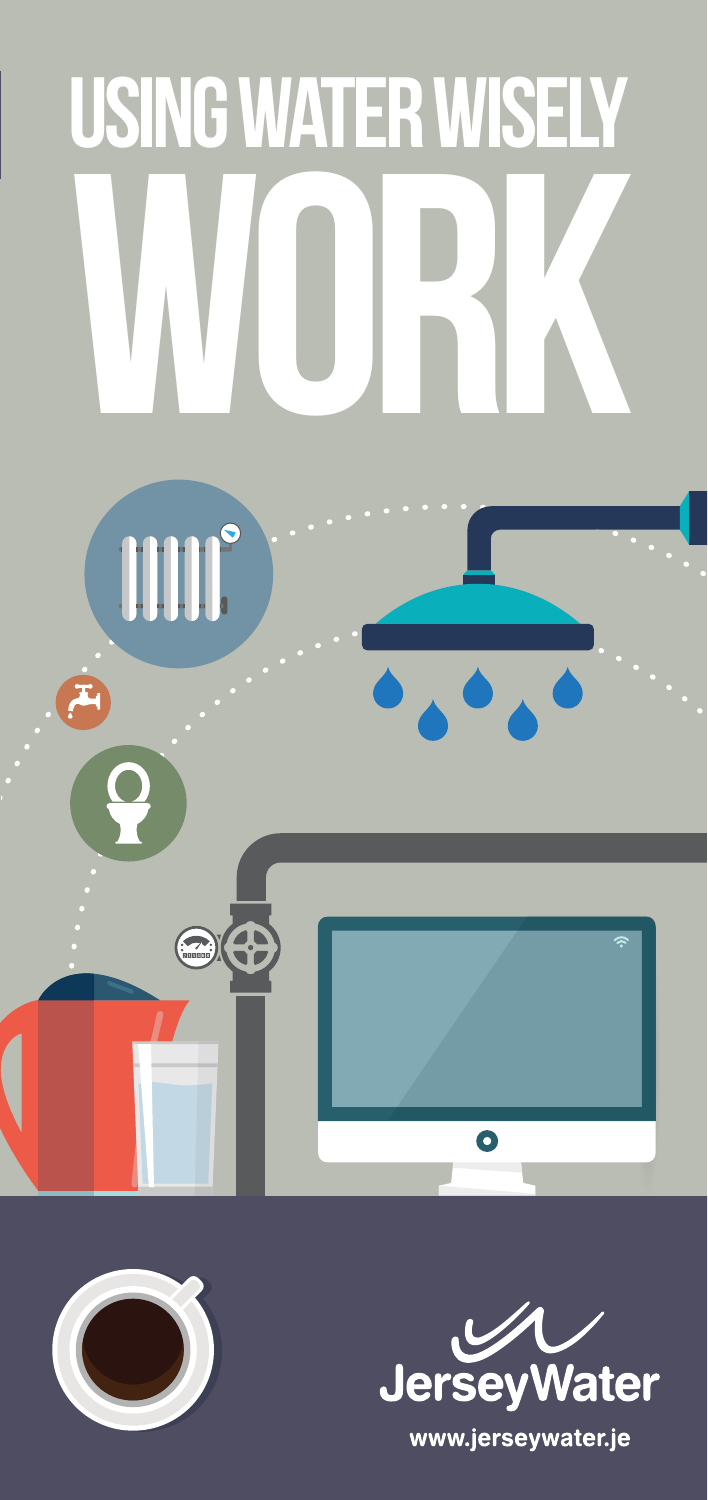# USING WATER WISELY
# WORK

JerseyWater

www.jerseywater.je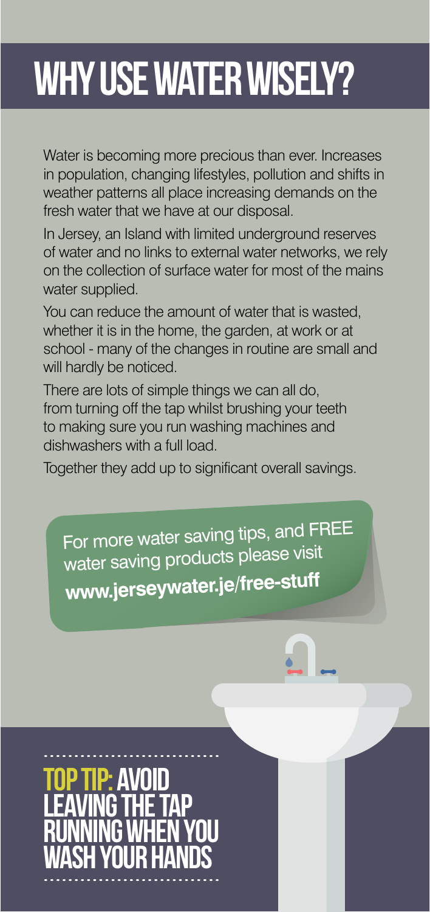# WHY USE WATER WISELY?

Water is becoming more precious than ever. Increases in population, changing lifestyles, pollution and shifts in weather patterns all place increasing demands on the fresh water that we have at our disposal.

In Jersey, an Island with limited underground reserves of water and no links to external water networks, we rely on the collection of surface water for most of the mains water supplied.

You can reduce the amount of water that is wasted, whether it is in the home, the garden, at work or at school - many of the changes in routine are small and will hardly be noticed.

There are lots of simple things we can all do, from turning off the tap whilst brushing your teeth to making sure you run washing machines and dishwashers with a full load.

Together they add up to significant overall savings.

For more water saving tips, and FREE water saving products please visit **www.jerseywater.je/free-stuff**

**TOP TIP: AVOID LEAVING THE TAP RUNNING WHEN YOU WASH YOUR HANDS**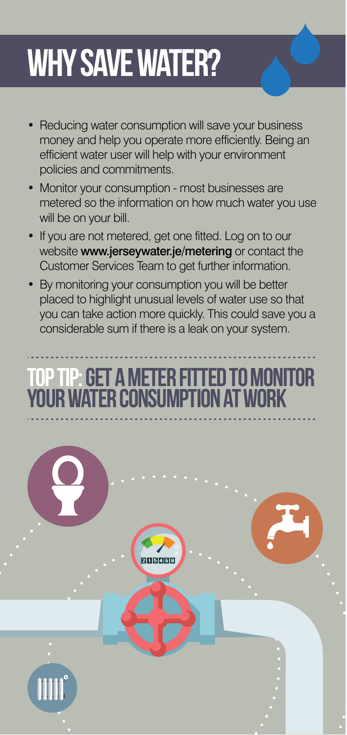# WHY SAVE WATER?

- Reducing water consumption will save your business money and help you operate more efficiently. Being an efficient water user will help with your environment policies and commitments.
- Monitor your consumption - most businesses are metered so the information on how much water you use will be on your bill.
- If you are not metered, get one fitted. Log on to our website **www.jerseywater.je/metering** or contact the Customer Services Team to get further information.
- By monitoring your consumption you will be better placed to highlight unusual levels of water use so that you can take action more quickly. This could save you a considerable sum if there is a leak on your system.

## TOP TIP: GET A METER FITTED TO MONITOR YOUR WATER CONSUMPTION AT WORK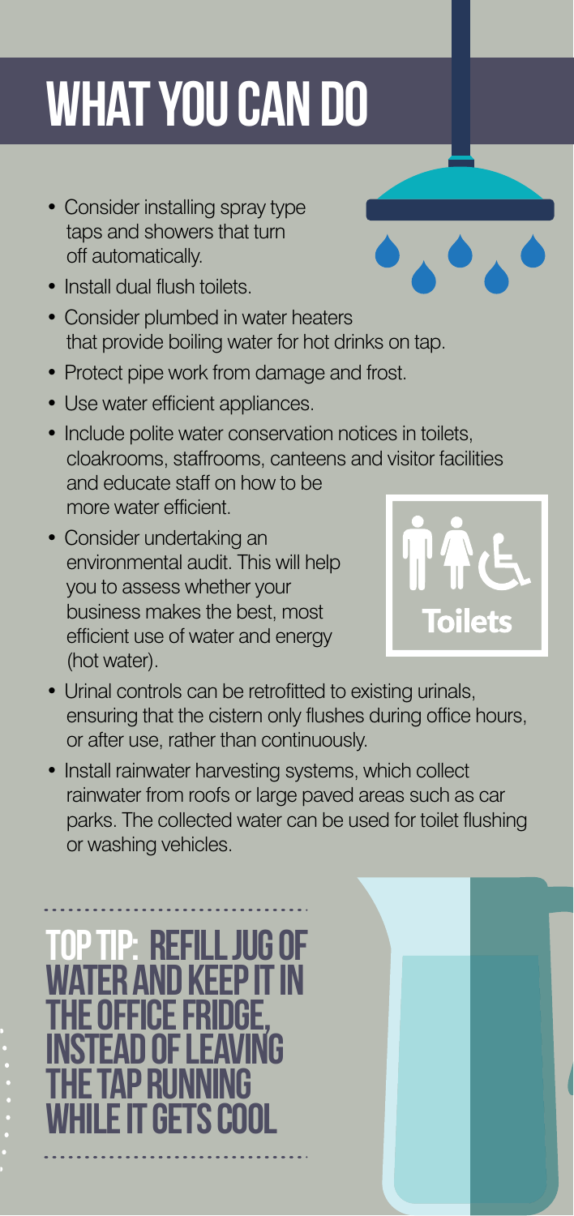# WHAT YOU CAN DO

- Consider installing spray type taps and showers that turn off automatically.
- Install dual flush toilets.
- Consider plumbed in water heaters that provide boiling water for hot drinks on tap.
- Protect pipe work from damage and frost.
- Use water efficient appliances.
- Include polite water conservation notices in toilets, cloakrooms, staffrooms, canteens and visitor facilities and educate staff on how to be more water efficient.
- Consider undertaking an environmental audit. This will help you to assess whether your business makes the best, most efficient use of water and energy (hot water).
- Urinal controls can be retrofitted to existing urinals, ensuring that the cistern only flushes during office hours, or after use, rather than continuously.
- Install rainwater harvesting systems, which collect rainwater from roofs or large paved areas such as car parks. The collected water can be used for toilet flushing or washing vehicles.

Toilets

## TOP TIP: REFILL JUG OF WATER AND KEEP IT IN THE OFFICE FRIDGE, INSTEAD OF LEAVING THE TAP RUNNING WHILE IT GETS COOL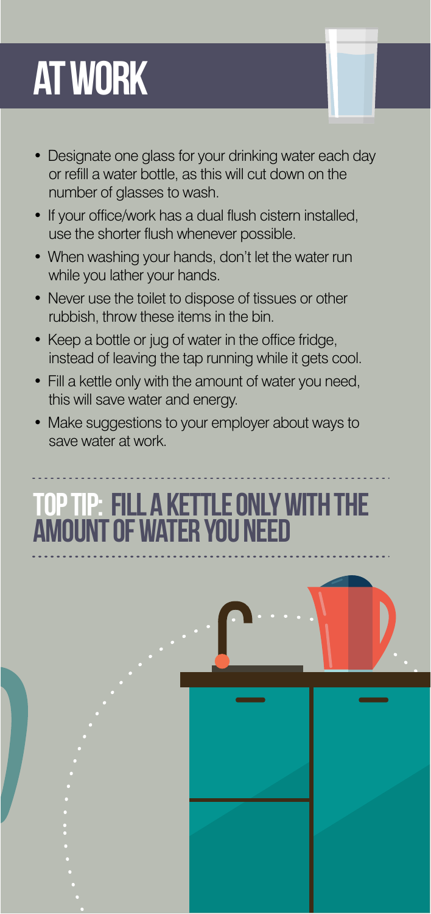# AT WORK

- Designate one glass for your drinking water each day or refill a water bottle, as this will cut down on the number of glasses to wash.
- If your office/work has a dual flush cistern installed, use the shorter flush whenever possible.
- When washing your hands, don't let the water run while you lather your hands.
- Never use the toilet to dispose of tissues or other rubbish, throw these items in the bin.
- Keep a bottle or jug of water in the office fridge, instead of leaving the tap running while it gets cool.
- Fill a kettle only with the amount of water you need, this will save water and energy.
- Make suggestions to your employer about ways to save water at work.

## TOP TIP: FILL A KETTLE ONLY WITH THE AMOUNT OF WATER YOU NEED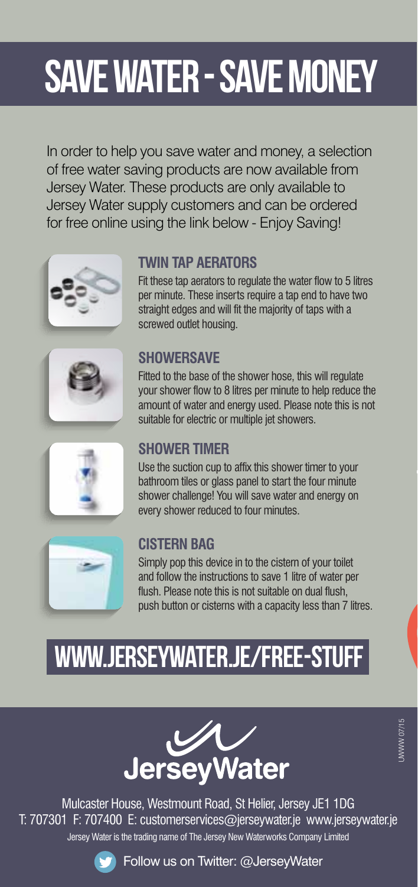# SAVE WATER - SAVE MONEY

In order to help you save water and money, a selection of free water saving products are now available from Jersey Water. These products are only available to Jersey Water supply customers and can be ordered for free online using the link below - Enjoy Saving!

### TWIN TAP AERATORS

Fit these tap aerators to regulate the water flow to 5 litres per minute. These inserts require a tap end to have two straight edges and will fit the majority of taps with a screwed outlet housing.

### SHOWERSAVE

Fitted to the base of the shower hose, this will regulate your shower flow to 8 litres per minute to help reduce the amount of water and energy used. Please note this is not suitable for electric or multiple jet showers.

### SHOWER TIMER

Use the suction cup to affix this shower timer to your bathroom tiles or glass panel to start the four minute shower challenge! You will save water and energy on every shower reduced to four minutes.

### CISTERN BAG

Simply pop this device in to the cistern of your toilet and follow the instructions to save 1 litre of water per flush. Please note this is not suitable on dual flush, push button or cisterns with a capacity less than 7 litres.

## WWW.JERSEYWATER.JE/FREE-STUFF

JerseyWater

UWWW 07/15

Mulcaster House, Westmount Road, St Helier, Jersey JE1 1DG
T: 707301 F: 707400 E: customerservices@jerseywater.je www.jerseywater.je
Jersey Water is the trading name of The Jersey New Waterworks Company Limited

Follow us on Twitter: @JerseyWater